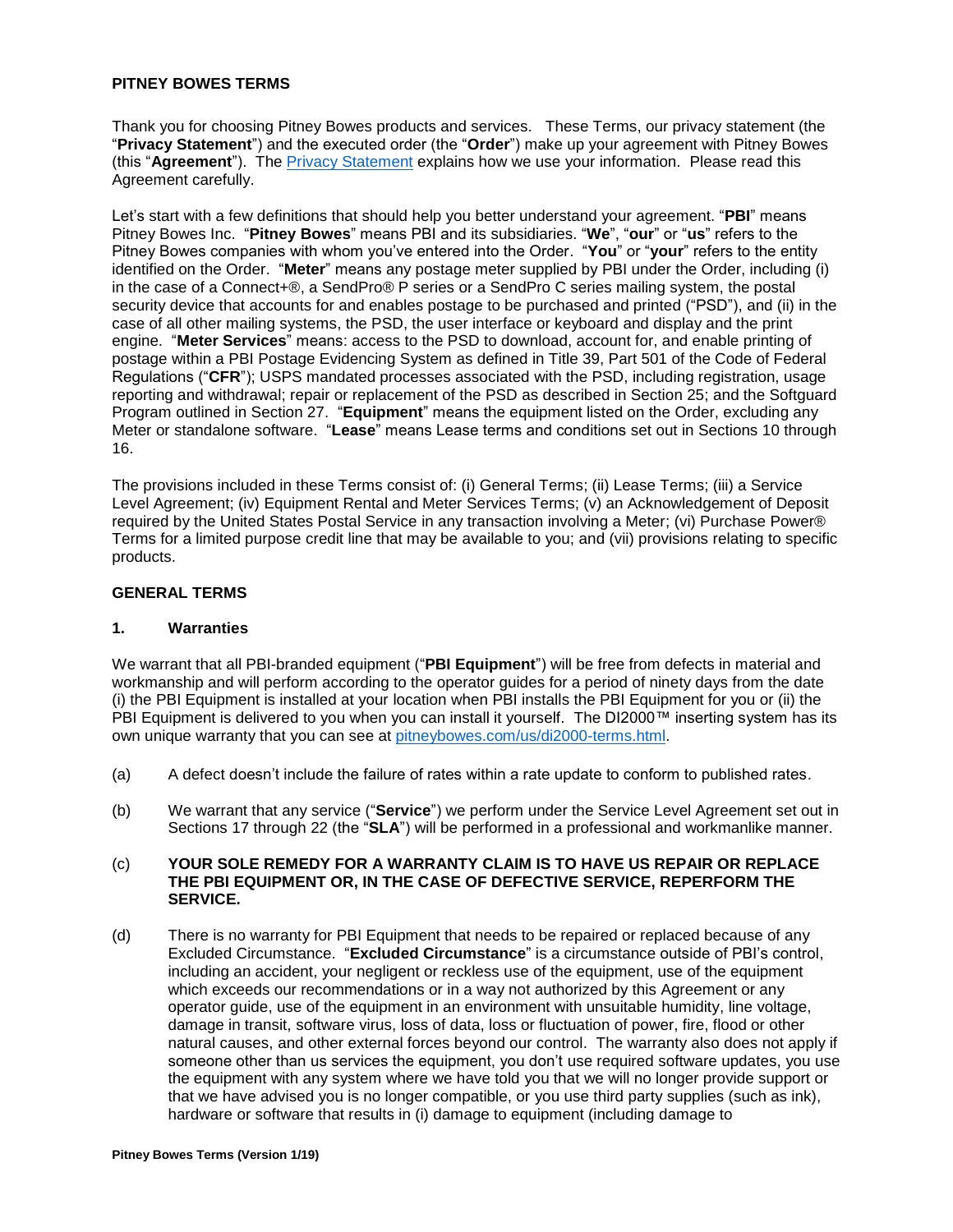# PITNEY BOWES TERMS

Thank you for choosing Pitney Bowes products and services. These Terms, our privacy statement (the "**Privacy Statement**") and the executed order (the "**Order**") make up your agreement with Pitney Bowes (this "**Agreement**"). The [Privacy Statement](Privacy Statement) explains how we use your information. Please read this Agreement carefully.

Let's start with a few definitions that should help you better understand your agreement. "**PBI**" means Pitney Bowes Inc. "**Pitney Bowes**" means PBI and its subsidiaries. "**We**", "**our**" or "**us**" refers to the Pitney Bowes companies with whom you've entered into the Order. "**You**" or "**your**" refers to the entity identified on the Order. "**Meter**" means any postage meter supplied by PBI under the Order, including (i) in the case of a Connect+®, a SendPro® P series or a SendPro C series mailing system, the postal security device that accounts for and enables postage to be purchased and printed ("PSD"), and (ii) in the case of all other mailing systems, the PSD, the user interface or keyboard and display and the print engine. "**Meter Services**" means: access to the PSD to download, account for, and enable printing of postage within a PBI Postage Evidencing System as defined in Title 39, Part 501 of the Code of Federal Regulations ("**CFR**"); USPS mandated processes associated with the PSD, including registration, usage reporting and withdrawal; repair or replacement of the PSD as described in Section 25; and the Softguard Program outlined in Section 27. "**Equipment**" means the equipment listed on the Order, excluding any Meter or standalone software. "**Lease**" means Lease terms and conditions set out in Sections 10 through 16.

The provisions included in these Terms consist of: (i) General Terms; (ii) Lease Terms; (iii) a Service Level Agreement; (iv) Equipment Rental and Meter Services Terms; (v) an Acknowledgement of Deposit required by the United States Postal Service in any transaction involving a Meter; (vi) Purchase Power® Terms for a limited purpose credit line that may be available to you; and (vii) provisions relating to specific products.

## GENERAL TERMS

### 1. Warranties

We warrant that all PBI-branded equipment ("**PBI Equipment**") will be free from defects in material and workmanship and will perform according to the operator guides for a period of ninety days from the date (i) the PBI Equipment is installed at your location when PBI installs the PBI Equipment for you or (ii) the PBI Equipment is delivered to you when you can install it yourself. The DI2000™ inserting system has its own unique warranty that you can see at [pitneybowes.com/us/di2000-terms.html](pitneybowes.com/us/di2000-terms.html).

(a) A defect doesn't include the failure of rates within a rate update to conform to published rates.

(b) We warrant that any service ("**Service**") we perform under the Service Level Agreement set out in Sections 17 through 22 (the "**SLA**") will be performed in a professional and workmanlike manner.

(c) **YOUR SOLE REMEDY FOR A WARRANTY CLAIM IS TO HAVE US REPAIR OR REPLACE THE PBI EQUIPMENT OR, IN THE CASE OF DEFECTIVE SERVICE, REPERFORM THE SERVICE.**

(d) There is no warranty for PBI Equipment that needs to be repaired or replaced because of any Excluded Circumstance. "**Excluded Circumstance**" is a circumstance outside of PBI's control, including an accident, your negligent or reckless use of the equipment, use of the equipment which exceeds our recommendations or in a way not authorized by this Agreement or any operator guide, use of the equipment in an environment with unsuitable humidity, line voltage, damage in transit, software virus, loss of data, loss or fluctuation of power, fire, flood or other natural causes, and other external forces beyond our control. The warranty also does not apply if someone other than us services the equipment, you don't use required software updates, you use the equipment with any system where we have told you that we will no longer provide support or that we have advised you is no longer compatible, or you use third party supplies (such as ink), hardware or software that results in (i) damage to equipment (including damage to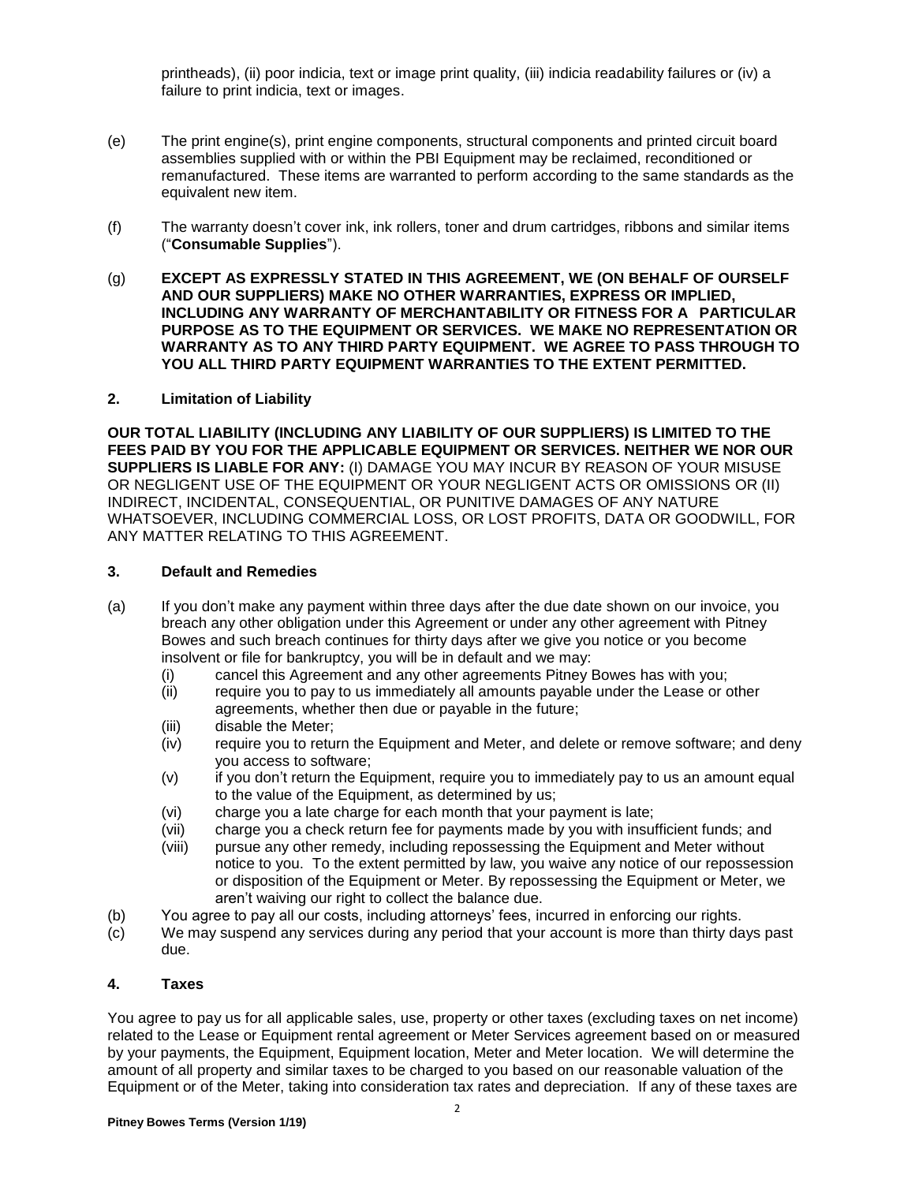printheads), (ii) poor indicia, text or image print quality, (iii) indicia readability failures or (iv) a failure to print indicia, text or images.

(e) The print engine(s), print engine components, structural components and printed circuit board assemblies supplied with or within the PBI Equipment may be reclaimed, reconditioned or remanufactured. These items are warranted to perform according to the same standards as the equivalent new item.

(f) The warranty doesn't cover ink, ink rollers, toner and drum cartridges, ribbons and similar items ("**Consumable Supplies**").

(g) **EXCEPT AS EXPRESSLY STATED IN THIS AGREEMENT, WE (ON BEHALF OF OURSELF AND OUR SUPPLIERS) MAKE NO OTHER WARRANTIES, EXPRESS OR IMPLIED, INCLUDING ANY WARRANTY OF MERCHANTABILITY OR FITNESS FOR A PARTICULAR PURPOSE AS TO THE EQUIPMENT OR SERVICES. WE MAKE NO REPRESENTATION OR WARRANTY AS TO ANY THIRD PARTY EQUIPMENT. WE AGREE TO PASS THROUGH TO YOU ALL THIRD PARTY EQUIPMENT WARRANTIES TO THE EXTENT PERMITTED.**

## 2. Limitation of Liability

**OUR TOTAL LIABILITY (INCLUDING ANY LIABILITY OF OUR SUPPLIERS) IS LIMITED TO THE FEES PAID BY YOU FOR THE APPLICABLE EQUIPMENT OR SERVICES. NEITHER WE NOR OUR SUPPLIERS IS LIABLE FOR ANY:** (I) DAMAGE YOU MAY INCUR BY REASON OF YOUR MISUSE OR NEGLIGENT USE OF THE EQUIPMENT OR YOUR NEGLIGENT ACTS OR OMISSIONS OR (II) INDIRECT, INCIDENTAL, CONSEQUENTIAL, OR PUNITIVE DAMAGES OF ANY NATURE WHATSOEVER, INCLUDING COMMERCIAL LOSS, OR LOST PROFITS, DATA OR GOODWILL, FOR ANY MATTER RELATING TO THIS AGREEMENT.

## 3. Default and Remedies

(a) If you don't make any payment within three days after the due date shown on our invoice, you breach any other obligation under this Agreement or under any other agreement with Pitney Bowes and such breach continues for thirty days after we give you notice or you become insolvent or file for bankruptcy, you will be in default and we may:
   (i) cancel this Agreement and any other agreements Pitney Bowes has with you;
   (ii) require you to pay to us immediately all amounts payable under the Lease or other agreements, whether then due or payable in the future;
   (iii) disable the Meter;
   (iv) require you to return the Equipment and Meter, and delete or remove software; and deny you access to software;
   (v) if you don't return the Equipment, require you to immediately pay to us an amount equal to the value of the Equipment, as determined by us;
   (vi) charge you a late charge for each month that your payment is late;
   (vii) charge you a check return fee for payments made by you with insufficient funds; and
   (viii) pursue any other remedy, including repossessing the Equipment and Meter without notice to you. To the extent permitted by law, you waive any notice of our repossession or disposition of the Equipment or Meter. By repossessing the Equipment or Meter, we aren't waiving our right to collect the balance due.

(b) You agree to pay all our costs, including attorneys' fees, incurred in enforcing our rights.

(c) We may suspend any services during any period that your account is more than thirty days past due.

## 4. Taxes

You agree to pay us for all applicable sales, use, property or other taxes (excluding taxes on net income) related to the Lease or Equipment rental agreement or Meter Services agreement based on or measured by your payments, the Equipment, Equipment location, Meter and Meter location. We will determine the amount of all property and similar taxes to be charged to you based on our reasonable valuation of the Equipment or of the Meter, taking into consideration tax rates and depreciation. If any of these taxes are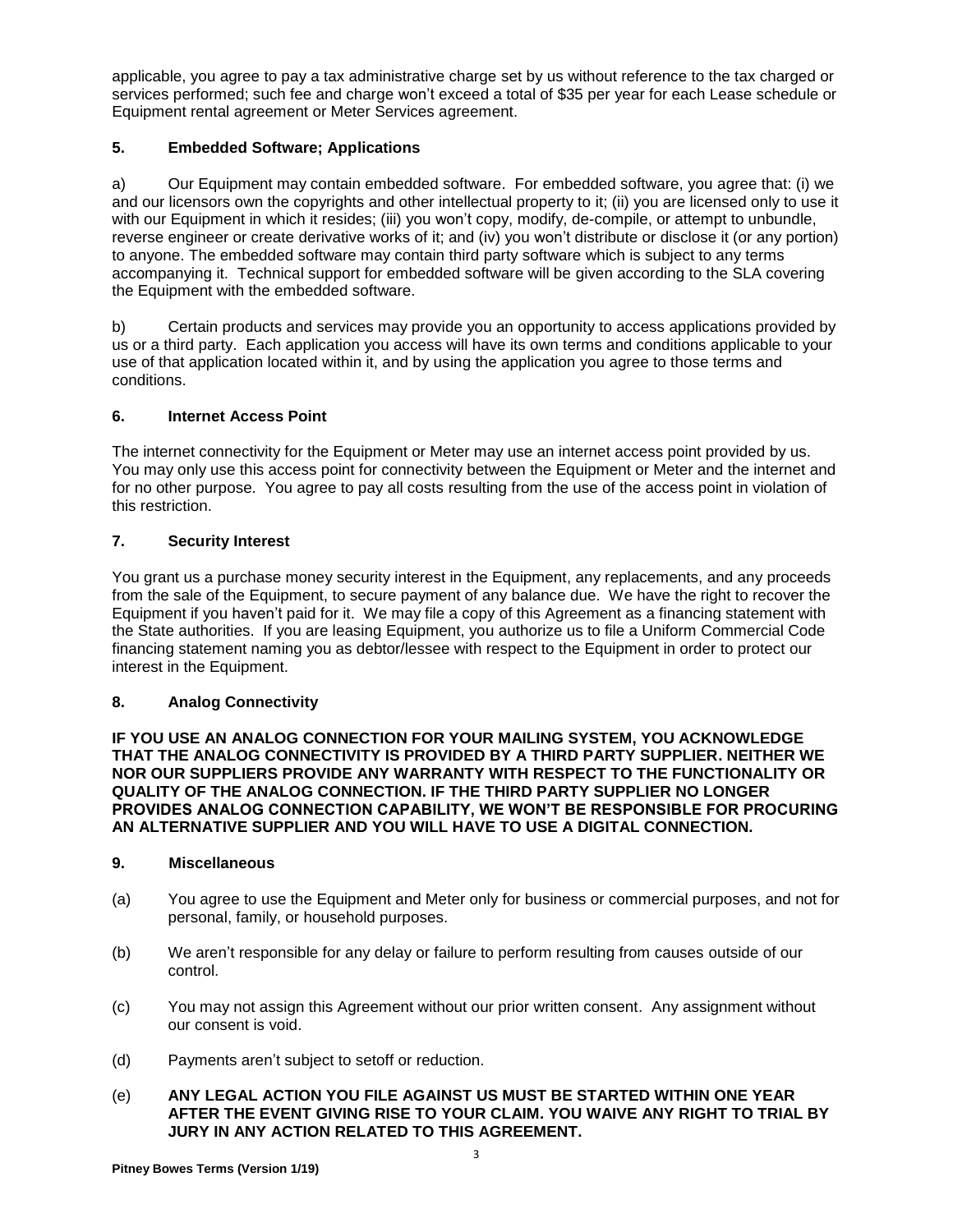applicable, you agree to pay a tax administrative charge set by us without reference to the tax charged or services performed; such fee and charge won't exceed a total of $35 per year for each Lease schedule or Equipment rental agreement or Meter Services agreement.

## 5. Embedded Software; Applications

a) Our Equipment may contain embedded software. For embedded software, you agree that: (i) we and our licensors own the copyrights and other intellectual property to it; (ii) you are licensed only to use it with our Equipment in which it resides; (iii) you won't copy, modify, de-compile, or attempt to unbundle, reverse engineer or create derivative works of it; and (iv) you won't distribute or disclose it (or any portion) to anyone. The embedded software may contain third party software which is subject to any terms accompanying it. Technical support for embedded software will be given according to the SLA covering the Equipment with the embedded software.

b) Certain products and services may provide you an opportunity to access applications provided by us or a third party. Each application you access will have its own terms and conditions applicable to your use of that application located within it, and by using the application you agree to those terms and conditions.

## 6. Internet Access Point

The internet connectivity for the Equipment or Meter may use an internet access point provided by us. You may only use this access point for connectivity between the Equipment or Meter and the internet and for no other purpose. You agree to pay all costs resulting from the use of the access point in violation of this restriction.

## 7. Security Interest

You grant us a purchase money security interest in the Equipment, any replacements, and any proceeds from the sale of the Equipment, to secure payment of any balance due. We have the right to recover the Equipment if you haven't paid for it. We may file a copy of this Agreement as a financing statement with the State authorities. If you are leasing Equipment, you authorize us to file a Uniform Commercial Code financing statement naming you as debtor/lessee with respect to the Equipment in order to protect our interest in the Equipment.

## 8. Analog Connectivity

**IF YOU USE AN ANALOG CONNECTION FOR YOUR MAILING SYSTEM, YOU ACKNOWLEDGE THAT THE ANALOG CONNECTIVITY IS PROVIDED BY A THIRD PARTY SUPPLIER. NEITHER WE NOR OUR SUPPLIERS PROVIDE ANY WARRANTY WITH RESPECT TO THE FUNCTIONALITY OR QUALITY OF THE ANALOG CONNECTION. IF THE THIRD PARTY SUPPLIER NO LONGER PROVIDES ANALOG CONNECTION CAPABILITY, WE WON'T BE RESPONSIBLE FOR PROCURING AN ALTERNATIVE SUPPLIER AND YOU WILL HAVE TO USE A DIGITAL CONNECTION.**

## 9. Miscellaneous

(a) You agree to use the Equipment and Meter only for business or commercial purposes, and not for personal, family, or household purposes.

(b) We aren't responsible for any delay or failure to perform resulting from causes outside of our control.

(c) You may not assign this Agreement without our prior written consent. Any assignment without our consent is void.

(d) Payments aren't subject to setoff or reduction.

(e) **ANY LEGAL ACTION YOU FILE AGAINST US MUST BE STARTED WITHIN ONE YEAR AFTER THE EVENT GIVING RISE TO YOUR CLAIM. YOU WAIVE ANY RIGHT TO TRIAL BY JURY IN ANY ACTION RELATED TO THIS AGREEMENT.**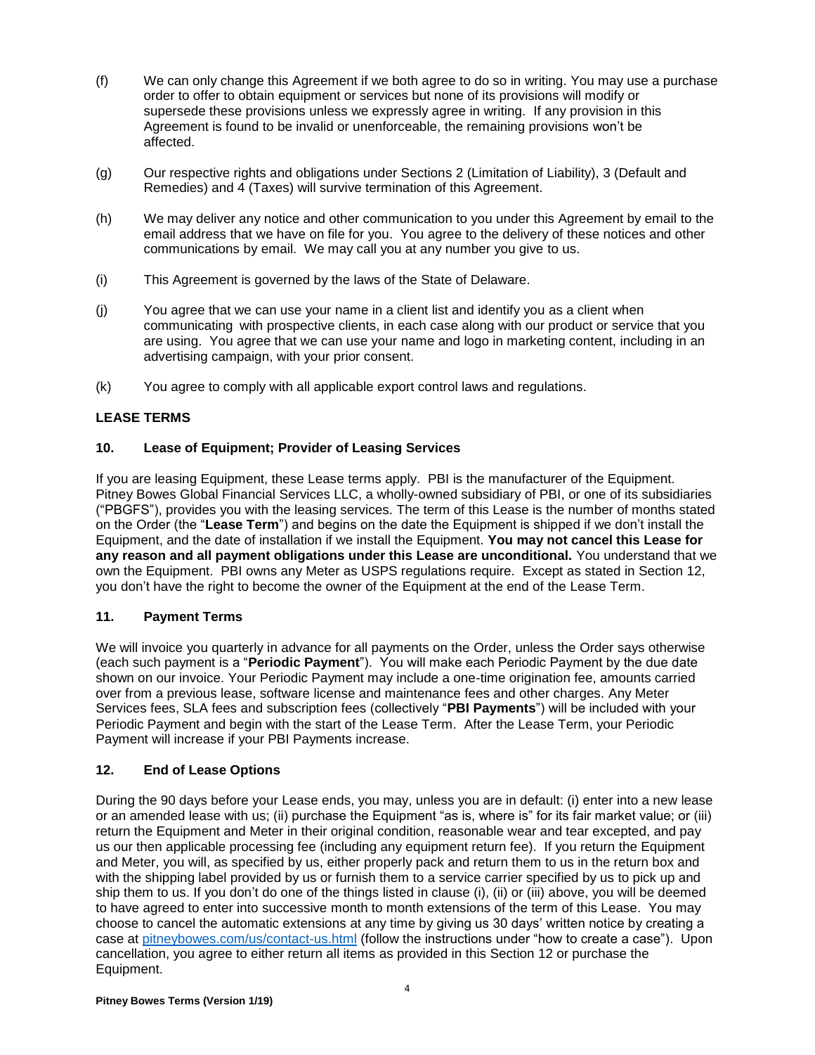(f) We can only change this Agreement if we both agree to do so in writing. You may use a purchase order to offer to obtain equipment or services but none of its provisions will modify or supersede these provisions unless we expressly agree in writing. If any provision in this Agreement is found to be invalid or unenforceable, the remaining provisions won't be affected.

(g) Our respective rights and obligations under Sections 2 (Limitation of Liability), 3 (Default and Remedies) and 4 (Taxes) will survive termination of this Agreement.

(h) We may deliver any notice and other communication to you under this Agreement by email to the email address that we have on file for you. You agree to the delivery of these notices and other communications by email. We may call you at any number you give to us.

(i) This Agreement is governed by the laws of the State of Delaware.

(j) You agree that we can use your name in a client list and identify you as a client when communicating with prospective clients, in each case along with our product or service that you are using. You agree that we can use your name and logo in marketing content, including in an advertising campaign, with your prior consent.

(k) You agree to comply with all applicable export control laws and regulations.

## LEASE TERMS

### 10. Lease of Equipment; Provider of Leasing Services

If you are leasing Equipment, these Lease terms apply. PBI is the manufacturer of the Equipment. Pitney Bowes Global Financial Services LLC, a wholly-owned subsidiary of PBI, or one of its subsidiaries ("PBGFS"), provides you with the leasing services. The term of this Lease is the number of months stated on the Order (the "**Lease Term**") and begins on the date the Equipment is shipped if we don't install the Equipment, and the date of installation if we install the Equipment. **You may not cancel this Lease for any reason and all payment obligations under this Lease are unconditional.** You understand that we own the Equipment. PBI owns any Meter as USPS regulations require. Except as stated in Section 12, you don't have the right to become the owner of the Equipment at the end of the Lease Term.

### 11. Payment Terms

We will invoice you quarterly in advance for all payments on the Order, unless the Order says otherwise (each such payment is a "**Periodic Payment**"). You will make each Periodic Payment by the due date shown on our invoice. Your Periodic Payment may include a one-time origination fee, amounts carried over from a previous lease, software license and maintenance fees and other charges. Any Meter Services fees, SLA fees and subscription fees (collectively "**PBI Payments**") will be included with your Periodic Payment and begin with the start of the Lease Term. After the Lease Term, your Periodic Payment will increase if your PBI Payments increase.

### 12. End of Lease Options

During the 90 days before your Lease ends, you may, unless you are in default: (i) enter into a new lease or an amended lease with us; (ii) purchase the Equipment "as is, where is" for its fair market value; or (iii) return the Equipment and Meter in their original condition, reasonable wear and tear excepted, and pay us our then applicable processing fee (including any equipment return fee). If you return the Equipment and Meter, you will, as specified by us, either properly pack and return them to us in the return box and with the shipping label provided by us or furnish them to a service carrier specified by us to pick up and ship them to us. If you don't do one of the things listed in clause (i), (ii) or (iii) above, you will be deemed to have agreed to enter into successive month to month extensions of the term of this Lease. You may choose to cancel the automatic extensions at any time by giving us 30 days' written notice by creating a case at pitneybowes.com/us/contact-us.html (follow the instructions under "how to create a case"). Upon cancellation, you agree to either return all items as provided in this Section 12 or purchase the Equipment.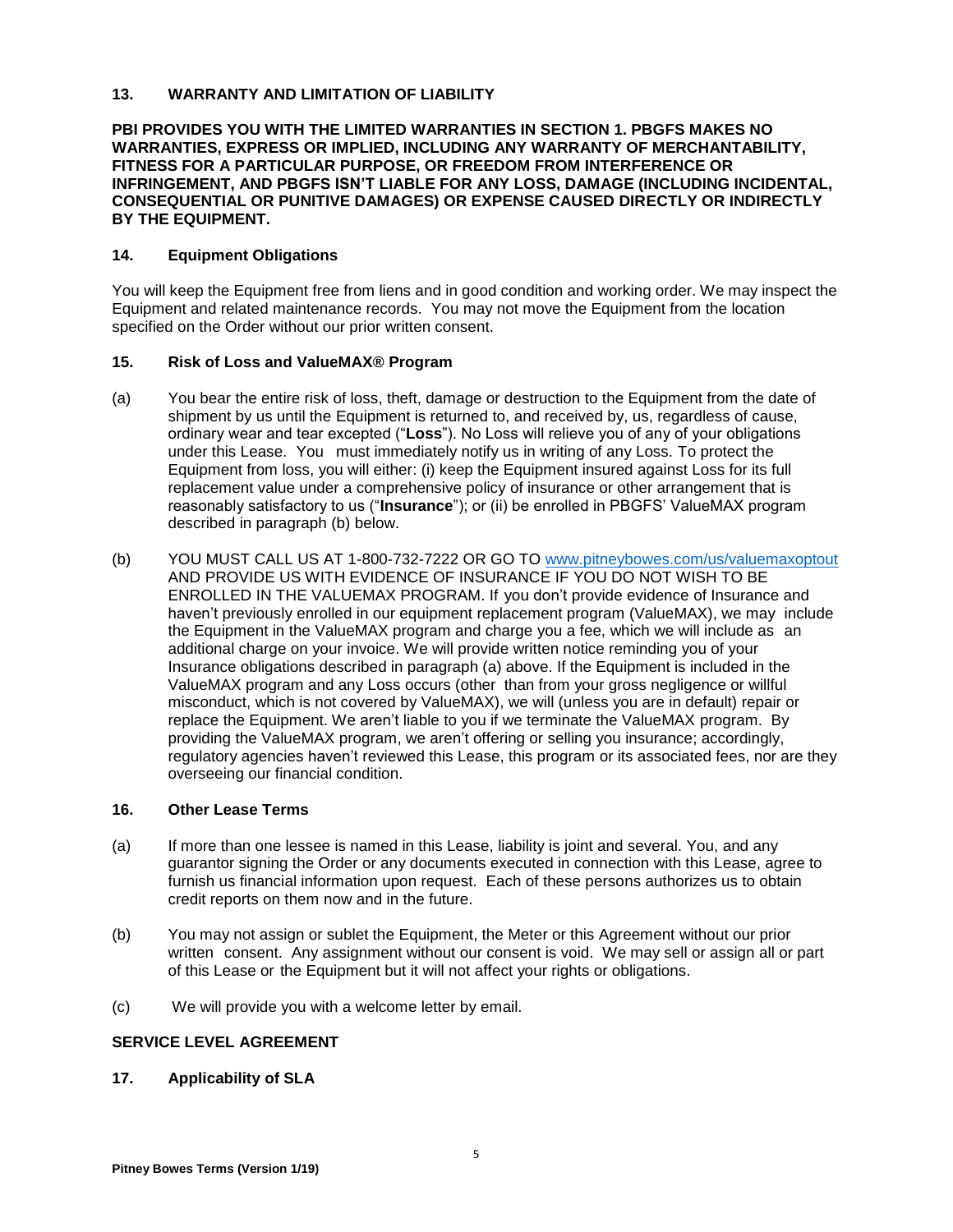## 13. WARRANTY AND LIMITATION OF LIABILITY

**PBI PROVIDES YOU WITH THE LIMITED WARRANTIES IN SECTION 1. PBGFS MAKES NO WARRANTIES, EXPRESS OR IMPLIED, INCLUDING ANY WARRANTY OF MERCHANTABILITY, FITNESS FOR A PARTICULAR PURPOSE, OR FREEDOM FROM INTERFERENCE OR INFRINGEMENT, AND PBGFS ISN'T LIABLE FOR ANY LOSS, DAMAGE (INCLUDING INCIDENTAL, CONSEQUENTIAL OR PUNITIVE DAMAGES) OR EXPENSE CAUSED DIRECTLY OR INDIRECTLY BY THE EQUIPMENT.**

## 14. Equipment Obligations

You will keep the Equipment free from liens and in good condition and working order. We may inspect the Equipment and related maintenance records. You may not move the Equipment from the location specified on the Order without our prior written consent.

## 15. Risk of Loss and ValueMAX® Program

(a) You bear the entire risk of loss, theft, damage or destruction to the Equipment from the date of shipment by us until the Equipment is returned to, and received by, us, regardless of cause, ordinary wear and tear excepted ("**Loss**"). No Loss will relieve you of any of your obligations under this Lease. You must immediately notify us in writing of any Loss. To protect the Equipment from loss, you will either: (i) keep the Equipment insured against Loss for its full replacement value under a comprehensive policy of insurance or other arrangement that is reasonably satisfactory to us ("**Insurance**"); or (ii) be enrolled in PBGFS' ValueMAX program described in paragraph (b) below.

(b) YOU MUST CALL US AT 1-800-732-7222 OR GO TO www.pitneybowes.com/us/valuemaxoptout AND PROVIDE US WITH EVIDENCE OF INSURANCE IF YOU DO NOT WISH TO BE ENROLLED IN THE VALUEMAX PROGRAM. If you don't provide evidence of Insurance and haven't previously enrolled in our equipment replacement program (ValueMAX), we may include the Equipment in the ValueMAX program and charge you a fee, which we will include as an additional charge on your invoice. We will provide written notice reminding you of your Insurance obligations described in paragraph (a) above. If the Equipment is included in the ValueMAX program and any Loss occurs (other than from your gross negligence or willful misconduct, which is not covered by ValueMAX), we will (unless you are in default) repair or replace the Equipment. We aren't liable to you if we terminate the ValueMAX program. By providing the ValueMAX program, we aren't offering or selling you insurance; accordingly, regulatory agencies haven't reviewed this Lease, this program or its associated fees, nor are they overseeing our financial condition.

## 16. Other Lease Terms

(a) If more than one lessee is named in this Lease, liability is joint and several. You, and any guarantor signing the Order or any documents executed in connection with this Lease, agree to furnish us financial information upon request. Each of these persons authorizes us to obtain credit reports on them now and in the future.

(b) You may not assign or sublet the Equipment, the Meter or this Agreement without our prior written consent. Any assignment without our consent is void. We may sell or assign all or part of this Lease or the Equipment but it will not affect your rights or obligations.

(c) We will provide you with a welcome letter by email.

# SERVICE LEVEL AGREEMENT

## 17. Applicability of SLA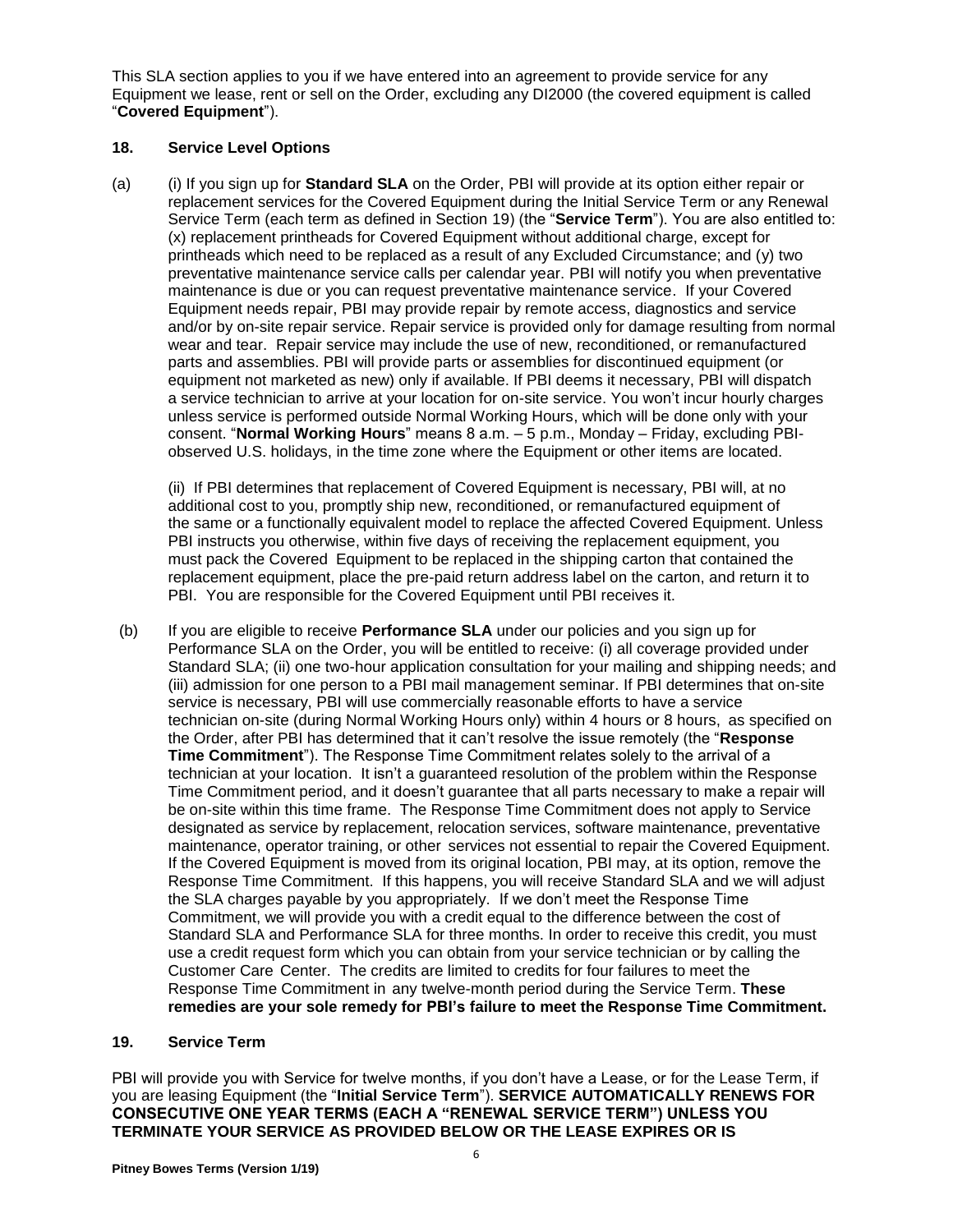This SLA section applies to you if we have entered into an agreement to provide service for any Equipment we lease, rent or sell on the Order, excluding any DI2000 (the covered equipment is called "**Covered Equipment**").

## 18. Service Level Options

(a) (i) If you sign up for **Standard SLA** on the Order, PBI will provide at its option either repair or replacement services for the Covered Equipment during the Initial Service Term or any Renewal Service Term (each term as defined in Section 19) (the "**Service Term**"). You are also entitled to: (x) replacement printheads for Covered Equipment without additional charge, except for printheads which need to be replaced as a result of any Excluded Circumstance; and (y) two preventative maintenance service calls per calendar year. PBI will notify you when preventative maintenance is due or you can request preventative maintenance service. If your Covered Equipment needs repair, PBI may provide repair by remote access, diagnostics and service and/or by on-site repair service. Repair service is provided only for damage resulting from normal wear and tear. Repair service may include the use of new, reconditioned, or remanufactured parts and assemblies. PBI will provide parts or assemblies for discontinued equipment (or equipment not marketed as new) only if available. If PBI deems it necessary, PBI will dispatch a service technician to arrive at your location for on-site service. You won't incur hourly charges unless service is performed outside Normal Working Hours, which will be done only with your consent. "**Normal Working Hours**" means 8 a.m. – 5 p.m., Monday – Friday, excluding PBI-observed U.S. holidays, in the time zone where the Equipment or other items are located.

(ii) If PBI determines that replacement of Covered Equipment is necessary, PBI will, at no additional cost to you, promptly ship new, reconditioned, or remanufactured equipment of the same or a functionally equivalent model to replace the affected Covered Equipment. Unless PBI instructs you otherwise, within five days of receiving the replacement equipment, you must pack the Covered Equipment to be replaced in the shipping carton that contained the replacement equipment, place the pre-paid return address label on the carton, and return it to PBI. You are responsible for the Covered Equipment until PBI receives it.

(b) If you are eligible to receive **Performance SLA** under our policies and you sign up for Performance SLA on the Order, you will be entitled to receive: (i) all coverage provided under Standard SLA; (ii) one two-hour application consultation for your mailing and shipping needs; and (iii) admission for one person to a PBI mail management seminar. If PBI determines that on-site service is necessary, PBI will use commercially reasonable efforts to have a service technician on-site (during Normal Working Hours only) within 4 hours or 8 hours, as specified on the Order, after PBI has determined that it can't resolve the issue remotely (the "**Response Time Commitment**"). The Response Time Commitment relates solely to the arrival of a technician at your location. It isn't a guaranteed resolution of the problem within the Response Time Commitment period, and it doesn't guarantee that all parts necessary to make a repair will be on-site within this time frame. The Response Time Commitment does not apply to Service designated as service by replacement, relocation services, software maintenance, preventative maintenance, operator training, or other services not essential to repair the Covered Equipment. If the Covered Equipment is moved from its original location, PBI may, at its option, remove the Response Time Commitment. If this happens, you will receive Standard SLA and we will adjust the SLA charges payable by you appropriately. If we don't meet the Response Time Commitment, we will provide you with a credit equal to the difference between the cost of Standard SLA and Performance SLA for three months. In order to receive this credit, you must use a credit request form which you can obtain from your service technician or by calling the Customer Care Center. The credits are limited to credits for four failures to meet the Response Time Commitment in any twelve-month period during the Service Term. **These remedies are your sole remedy for PBI's failure to meet the Response Time Commitment.**

## 19. Service Term

PBI will provide you with Service for twelve months, if you don't have a Lease, or for the Lease Term, if you are leasing Equipment (the "**Initial Service Term**"). **SERVICE AUTOMATICALLY RENEWS FOR CONSECUTIVE ONE YEAR TERMS (EACH A "RENEWAL SERVICE TERM") UNLESS YOU TERMINATE YOUR SERVICE AS PROVIDED BELOW OR THE LEASE EXPIRES OR IS**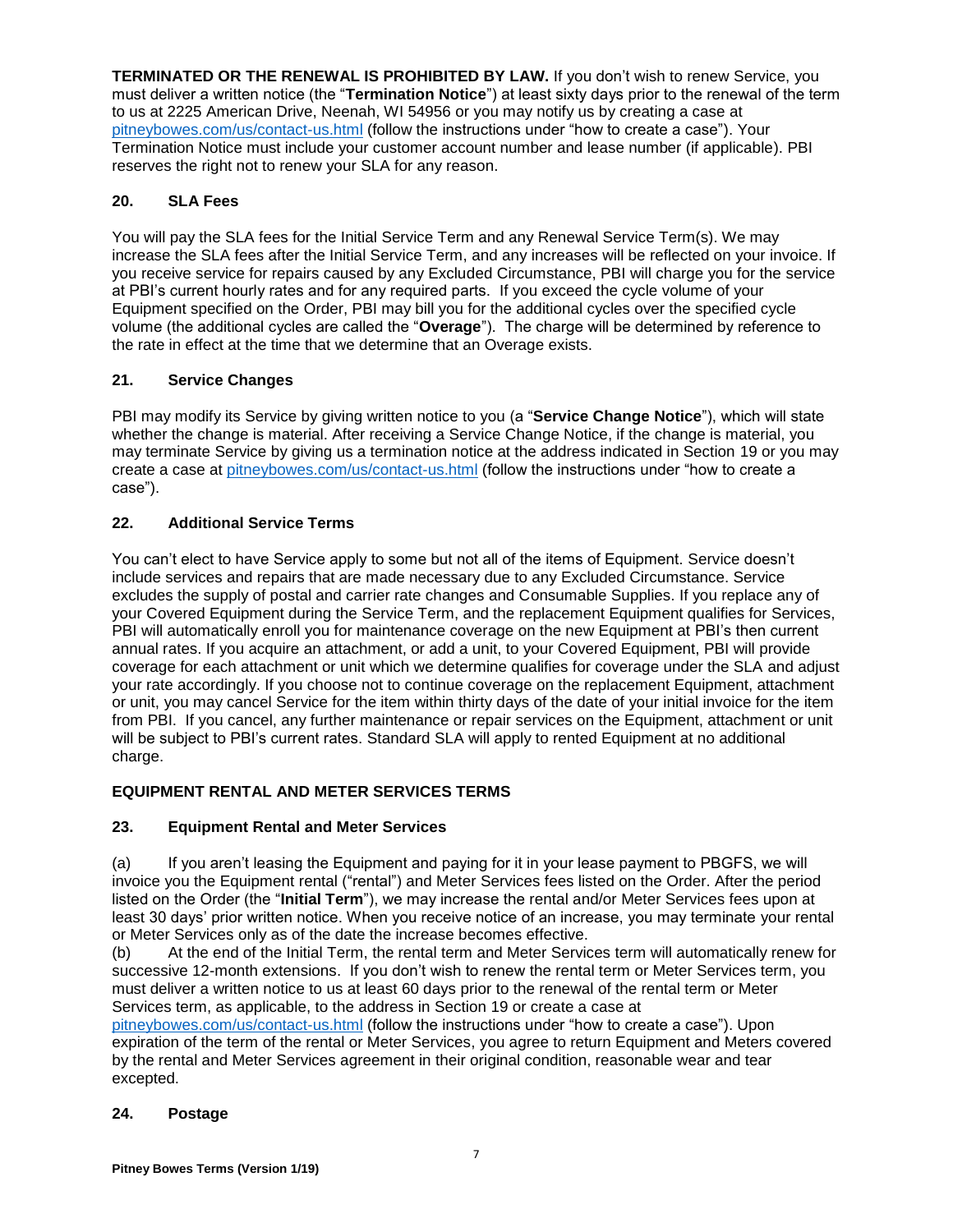**TERMINATED OR THE RENEWAL IS PROHIBITED BY LAW.** If you don't wish to renew Service, you must deliver a written notice (the "**Termination Notice**") at least sixty days prior to the renewal of the term to us at 2225 American Drive, Neenah, WI 54956 or you may notify us by creating a case at pitneybowes.com/us/contact-us.html (follow the instructions under "how to create a case"). Your Termination Notice must include your customer account number and lease number (if applicable). PBI reserves the right not to renew your SLA for any reason.

### 20. SLA Fees

You will pay the SLA fees for the Initial Service Term and any Renewal Service Term(s). We may increase the SLA fees after the Initial Service Term, and any increases will be reflected on your invoice. If you receive service for repairs caused by any Excluded Circumstance, PBI will charge you for the service at PBI's current hourly rates and for any required parts. If you exceed the cycle volume of your Equipment specified on the Order, PBI may bill you for the additional cycles over the specified cycle volume (the additional cycles are called the "**Overage**"). The charge will be determined by reference to the rate in effect at the time that we determine that an Overage exists.

### 21. Service Changes

PBI may modify its Service by giving written notice to you (a "**Service Change Notice**"), which will state whether the change is material. After receiving a Service Change Notice, if the change is material, you may terminate Service by giving us a termination notice at the address indicated in Section 19 or you may create a case at pitneybowes.com/us/contact-us.html (follow the instructions under "how to create a case").

### 22. Additional Service Terms

You can't elect to have Service apply to some but not all of the items of Equipment. Service doesn't include services and repairs that are made necessary due to any Excluded Circumstance. Service excludes the supply of postal and carrier rate changes and Consumable Supplies. If you replace any of your Covered Equipment during the Service Term, and the replacement Equipment qualifies for Services, PBI will automatically enroll you for maintenance coverage on the new Equipment at PBI's then current annual rates. If you acquire an attachment, or add a unit, to your Covered Equipment, PBI will provide coverage for each attachment or unit which we determine qualifies for coverage under the SLA and adjust your rate accordingly. If you choose not to continue coverage on the replacement Equipment, attachment or unit, you may cancel Service for the item within thirty days of the date of your initial invoice for the item from PBI. If you cancel, any further maintenance or repair services on the Equipment, attachment or unit will be subject to PBI's current rates. Standard SLA will apply to rented Equipment at no additional charge.

## EQUIPMENT RENTAL AND METER SERVICES TERMS

### 23. Equipment Rental and Meter Services

(a) If you aren't leasing the Equipment and paying for it in your lease payment to PBGFS, we will invoice you the Equipment rental ("rental") and Meter Services fees listed on the Order. After the period listed on the Order (the "**Initial Term**"), we may increase the rental and/or Meter Services fees upon at least 30 days' prior written notice. When you receive notice of an increase, you may terminate your rental or Meter Services only as of the date the increase becomes effective.

(b) At the end of the Initial Term, the rental term and Meter Services term will automatically renew for successive 12-month extensions. If you don't wish to renew the rental term or Meter Services term, you must deliver a written notice to us at least 60 days prior to the renewal of the rental term or Meter Services term, as applicable, to the address in Section 19 or create a case at pitneybowes.com/us/contact-us.html (follow the instructions under "how to create a case"). Upon expiration of the term of the rental or Meter Services, you agree to return Equipment and Meters covered by the rental and Meter Services agreement in their original condition, reasonable wear and tear excepted.

### 24. Postage

Pitney Bowes Terms (Version 1/19)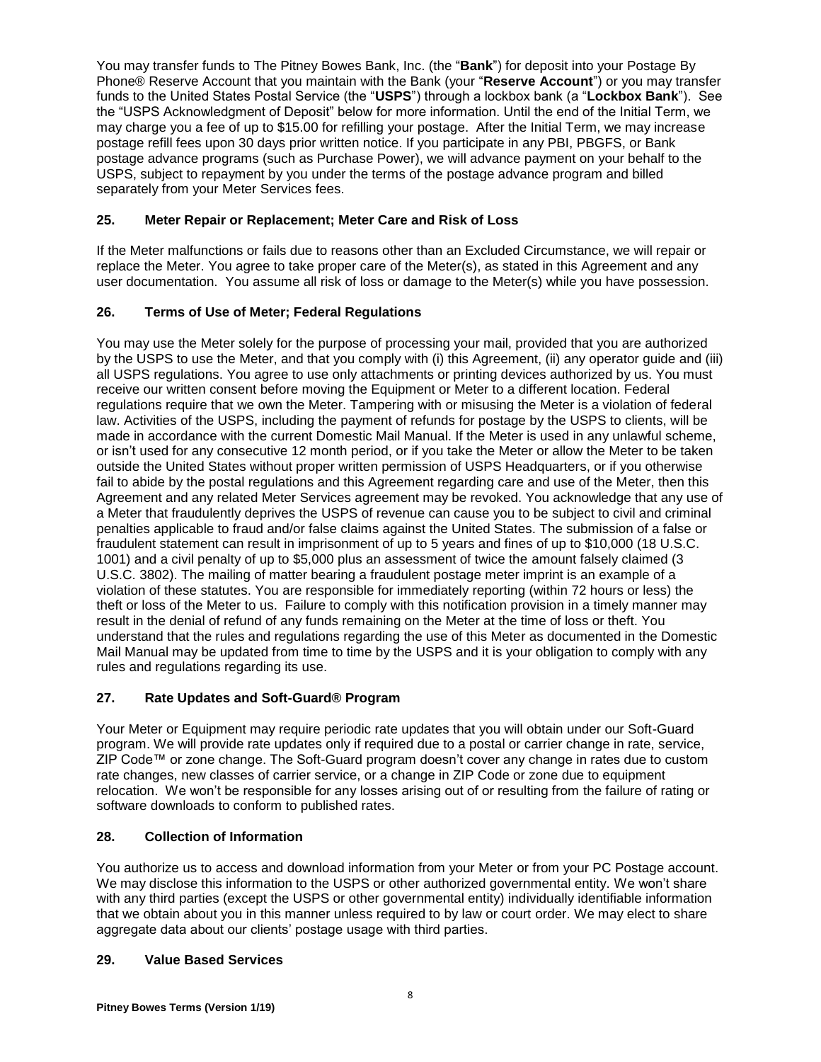You may transfer funds to The Pitney Bowes Bank, Inc. (the "**Bank**") for deposit into your Postage By Phone® Reserve Account that you maintain with the Bank (your "**Reserve Account**") or you may transfer funds to the United States Postal Service (the "**USPS**") through a lockbox bank (a "**Lockbox Bank**"). See the "USPS Acknowledgment of Deposit" below for more information. Until the end of the Initial Term, we may charge you a fee of up to $15.00 for refilling your postage. After the Initial Term, we may increase postage refill fees upon 30 days prior written notice. If you participate in any PBI, PBGFS, or Bank postage advance programs (such as Purchase Power), we will advance payment on your behalf to the USPS, subject to repayment by you under the terms of the postage advance program and billed separately from your Meter Services fees.

### 25. Meter Repair or Replacement; Meter Care and Risk of Loss

If the Meter malfunctions or fails due to reasons other than an Excluded Circumstance, we will repair or replace the Meter. You agree to take proper care of the Meter(s), as stated in this Agreement and any user documentation. You assume all risk of loss or damage to the Meter(s) while you have possession.

### 26. Terms of Use of Meter; Federal Regulations

You may use the Meter solely for the purpose of processing your mail, provided that you are authorized by the USPS to use the Meter, and that you comply with (i) this Agreement, (ii) any operator guide and (iii) all USPS regulations. You agree to use only attachments or printing devices authorized by us. You must receive our written consent before moving the Equipment or Meter to a different location. Federal regulations require that we own the Meter. Tampering with or misusing the Meter is a violation of federal law. Activities of the USPS, including the payment of refunds for postage by the USPS to clients, will be made in accordance with the current Domestic Mail Manual. If the Meter is used in any unlawful scheme, or isn't used for any consecutive 12 month period, or if you take the Meter or allow the Meter to be taken outside the United States without proper written permission of USPS Headquarters, or if you otherwise fail to abide by the postal regulations and this Agreement regarding care and use of the Meter, then this Agreement and any related Meter Services agreement may be revoked. You acknowledge that any use of a Meter that fraudulently deprives the USPS of revenue can cause you to be subject to civil and criminal penalties applicable to fraud and/or false claims against the United States. The submission of a false or fraudulent statement can result in imprisonment of up to 5 years and fines of up to $10,000 (18 U.S.C. 1001) and a civil penalty of up to $5,000 plus an assessment of twice the amount falsely claimed (3 U.S.C. 3802). The mailing of matter bearing a fraudulent postage meter imprint is an example of a violation of these statutes. You are responsible for immediately reporting (within 72 hours or less) the theft or loss of the Meter to us. Failure to comply with this notification provision in a timely manner may result in the denial of refund of any funds remaining on the Meter at the time of loss or theft. You understand that the rules and regulations regarding the use of this Meter as documented in the Domestic Mail Manual may be updated from time to time by the USPS and it is your obligation to comply with any rules and regulations regarding its use.

### 27. Rate Updates and Soft-Guard® Program

Your Meter or Equipment may require periodic rate updates that you will obtain under our Soft-Guard program. We will provide rate updates only if required due to a postal or carrier change in rate, service, ZIP Code™ or zone change. The Soft-Guard program doesn't cover any change in rates due to custom rate changes, new classes of carrier service, or a change in ZIP Code or zone due to equipment relocation. We won't be responsible for any losses arising out of or resulting from the failure of rating or software downloads to conform to published rates.

### 28. Collection of Information

You authorize us to access and download information from your Meter or from your PC Postage account. We may disclose this information to the USPS or other authorized governmental entity. We won't share with any third parties (except the USPS or other governmental entity) individually identifiable information that we obtain about you in this manner unless required to by law or court order. We may elect to share aggregate data about our clients' postage usage with third parties.

### 29. Value Based Services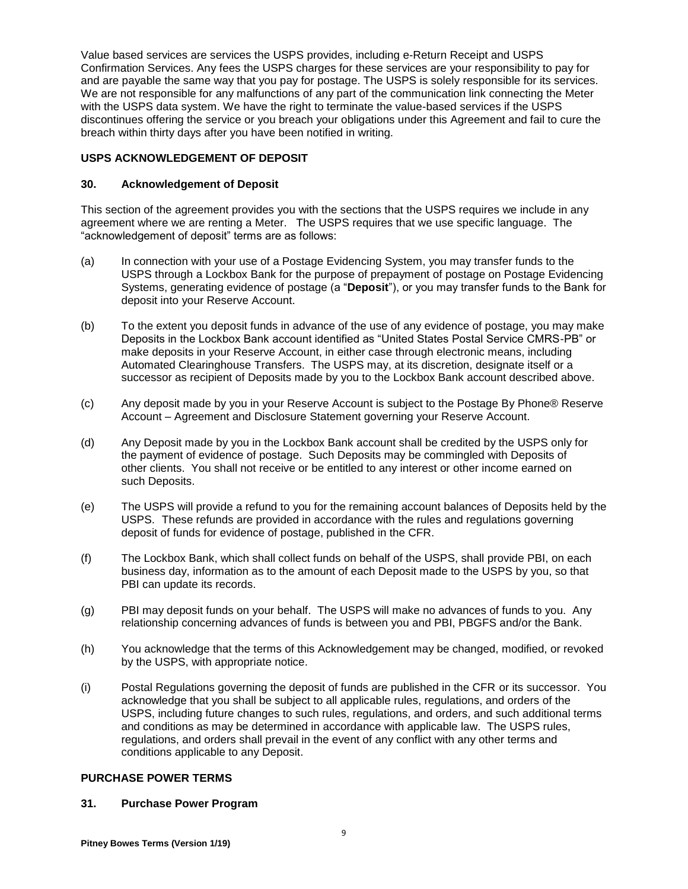Value based services are services the USPS provides, including e-Return Receipt and USPS Confirmation Services. Any fees the USPS charges for these services are your responsibility to pay for and are payable the same way that you pay for postage. The USPS is solely responsible for its services. We are not responsible for any malfunctions of any part of the communication link connecting the Meter with the USPS data system. We have the right to terminate the value-based services if the USPS discontinues offering the service or you breach your obligations under this Agreement and fail to cure the breach within thirty days after you have been notified in writing.

## USPS ACKNOWLEDGEMENT OF DEPOSIT

### 30. Acknowledgement of Deposit

This section of the agreement provides you with the sections that the USPS requires we include in any agreement where we are renting a Meter. The USPS requires that we use specific language. The "acknowledgement of deposit" terms are as follows:

(a) In connection with your use of a Postage Evidencing System, you may transfer funds to the USPS through a Lockbox Bank for the purpose of prepayment of postage on Postage Evidencing Systems, generating evidence of postage (a "**Deposit**"), or you may transfer funds to the Bank for deposit into your Reserve Account.

(b) To the extent you deposit funds in advance of the use of any evidence of postage, you may make Deposits in the Lockbox Bank account identified as "United States Postal Service CMRS-PB" or make deposits in your Reserve Account, in either case through electronic means, including Automated Clearinghouse Transfers. The USPS may, at its discretion, designate itself or a successor as recipient of Deposits made by you to the Lockbox Bank account described above.

(c) Any deposit made by you in your Reserve Account is subject to the Postage By Phone® Reserve Account – Agreement and Disclosure Statement governing your Reserve Account.

(d) Any Deposit made by you in the Lockbox Bank account shall be credited by the USPS only for the payment of evidence of postage. Such Deposits may be commingled with Deposits of other clients. You shall not receive or be entitled to any interest or other income earned on such Deposits.

(e) The USPS will provide a refund to you for the remaining account balances of Deposits held by the USPS. These refunds are provided in accordance with the rules and regulations governing deposit of funds for evidence of postage, published in the CFR.

(f) The Lockbox Bank, which shall collect funds on behalf of the USPS, shall provide PBI, on each business day, information as to the amount of each Deposit made to the USPS by you, so that PBI can update its records.

(g) PBI may deposit funds on your behalf. The USPS will make no advances of funds to you. Any relationship concerning advances of funds is between you and PBI, PBGFS and/or the Bank.

(h) You acknowledge that the terms of this Acknowledgement may be changed, modified, or revoked by the USPS, with appropriate notice.

(i) Postal Regulations governing the deposit of funds are published in the CFR or its successor. You acknowledge that you shall be subject to all applicable rules, regulations, and orders of the USPS, including future changes to such rules, regulations, and orders, and such additional terms and conditions as may be determined in accordance with applicable law. The USPS rules, regulations, and orders shall prevail in the event of any conflict with any other terms and conditions applicable to any Deposit.

## PURCHASE POWER TERMS

### 31. Purchase Power Program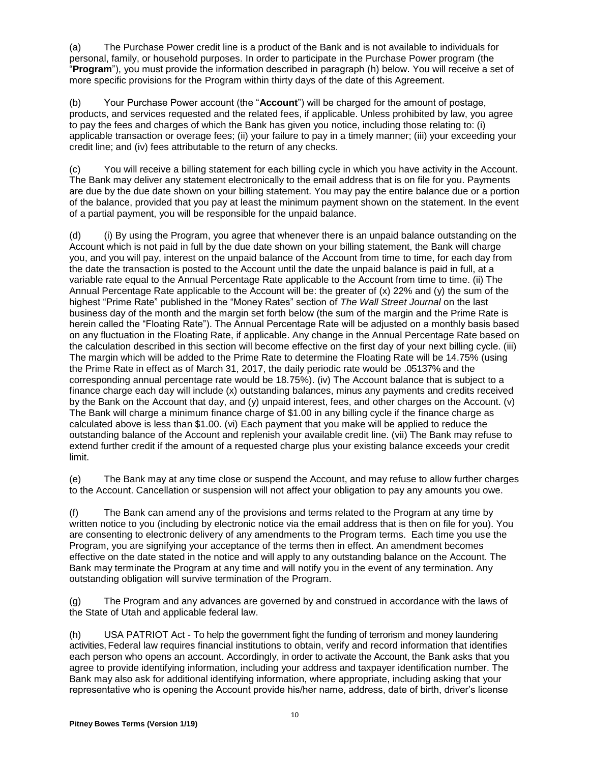(a) The Purchase Power credit line is a product of the Bank and is not available to individuals for personal, family, or household purposes. In order to participate in the Purchase Power program (the "**Program**"), you must provide the information described in paragraph (h) below. You will receive a set of more specific provisions for the Program within thirty days of the date of this Agreement.

(b) Your Purchase Power account (the "**Account**") will be charged for the amount of postage, products, and services requested and the related fees, if applicable. Unless prohibited by law, you agree to pay the fees and charges of which the Bank has given you notice, including those relating to: (i) applicable transaction or overage fees; (ii) your failure to pay in a timely manner; (iii) your exceeding your credit line; and (iv) fees attributable to the return of any checks.

(c) You will receive a billing statement for each billing cycle in which you have activity in the Account. The Bank may deliver any statement electronically to the email address that is on file for you. Payments are due by the due date shown on your billing statement. You may pay the entire balance due or a portion of the balance, provided that you pay at least the minimum payment shown on the statement. In the event of a partial payment, you will be responsible for the unpaid balance.

(d) (i) By using the Program, you agree that whenever there is an unpaid balance outstanding on the Account which is not paid in full by the due date shown on your billing statement, the Bank will charge you, and you will pay, interest on the unpaid balance of the Account from time to time, for each day from the date the transaction is posted to the Account until the date the unpaid balance is paid in full, at a variable rate equal to the Annual Percentage Rate applicable to the Account from time to time. (ii) The Annual Percentage Rate applicable to the Account will be: the greater of (x) 22% and (y) the sum of the highest "Prime Rate" published in the "Money Rates" section of *The Wall Street Journal* on the last business day of the month and the margin set forth below (the sum of the margin and the Prime Rate is herein called the "Floating Rate"). The Annual Percentage Rate will be adjusted on a monthly basis based on any fluctuation in the Floating Rate, if applicable. Any change in the Annual Percentage Rate based on the calculation described in this section will become effective on the first day of your next billing cycle. (iii) The margin which will be added to the Prime Rate to determine the Floating Rate will be 14.75% (using the Prime Rate in effect as of March 31, 2017, the daily periodic rate would be .05137% and the corresponding annual percentage rate would be 18.75%). (iv) The Account balance that is subject to a finance charge each day will include (x) outstanding balances, minus any payments and credits received by the Bank on the Account that day, and (y) unpaid interest, fees, and other charges on the Account. (v) The Bank will charge a minimum finance charge of $1.00 in any billing cycle if the finance charge as calculated above is less than $1.00. (vi) Each payment that you make will be applied to reduce the outstanding balance of the Account and replenish your available credit line. (vii) The Bank may refuse to extend further credit if the amount of a requested charge plus your existing balance exceeds your credit limit.

(e) The Bank may at any time close or suspend the Account, and may refuse to allow further charges to the Account. Cancellation or suspension will not affect your obligation to pay any amounts you owe.

(f) The Bank can amend any of the provisions and terms related to the Program at any time by written notice to you (including by electronic notice via the email address that is then on file for you). You are consenting to electronic delivery of any amendments to the Program terms. Each time you use the Program, you are signifying your acceptance of the terms then in effect. An amendment becomes effective on the date stated in the notice and will apply to any outstanding balance on the Account. The Bank may terminate the Program at any time and will notify you in the event of any termination. Any outstanding obligation will survive termination of the Program.

(g) The Program and any advances are governed by and construed in accordance with the laws of the State of Utah and applicable federal law.

(h) USA PATRIOT Act - To help the government fight the funding of terrorism and money laundering activities, Federal law requires financial institutions to obtain, verify and record information that identifies each person who opens an account. Accordingly, in order to activate the Account, the Bank asks that you agree to provide identifying information, including your address and taxpayer identification number. The Bank may also ask for additional identifying information, where appropriate, including asking that your representative who is opening the Account provide his/her name, address, date of birth, driver's license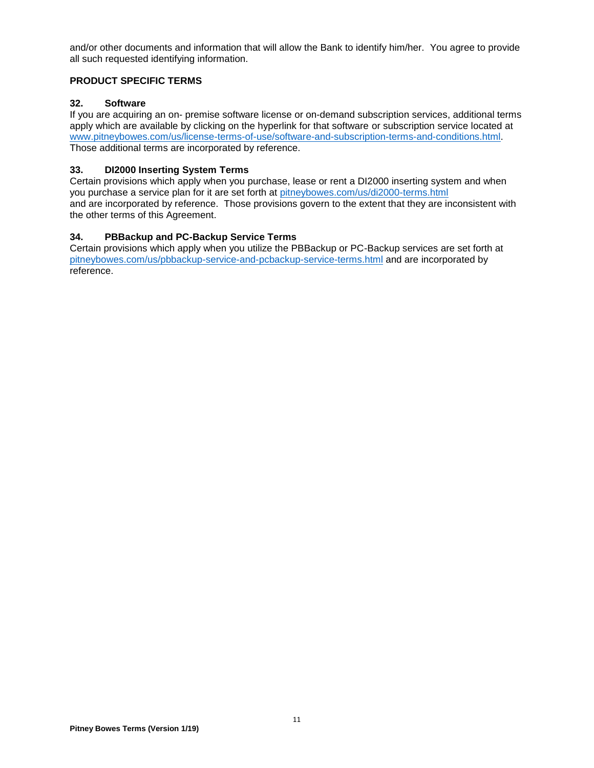and/or other documents and information that will allow the Bank to identify him/her. You agree to provide all such requested identifying information.

**PRODUCT SPECIFIC TERMS**

**32. Software**

If you are acquiring an on- premise software license or on-demand subscription services, additional terms apply which are available by clicking on the hyperlink for that software or subscription service located at www.pitneybowes.com/us/license-terms-of-use/software-and-subscription-terms-and-conditions.html. Those additional terms are incorporated by reference.

**33. DI2000 Inserting System Terms**

Certain provisions which apply when you purchase, lease or rent a DI2000 inserting system and when you purchase a service plan for it are set forth at pitneybowes.com/us/di2000-terms.html and are incorporated by reference. Those provisions govern to the extent that they are inconsistent with the other terms of this Agreement.

**34. PBBackup and PC-Backup Service Terms**

Certain provisions which apply when you utilize the PBBackup or PC-Backup services are set forth at pitneybowes.com/us/pbbackup-service-and-pcbackup-service-terms.html and are incorporated by reference.